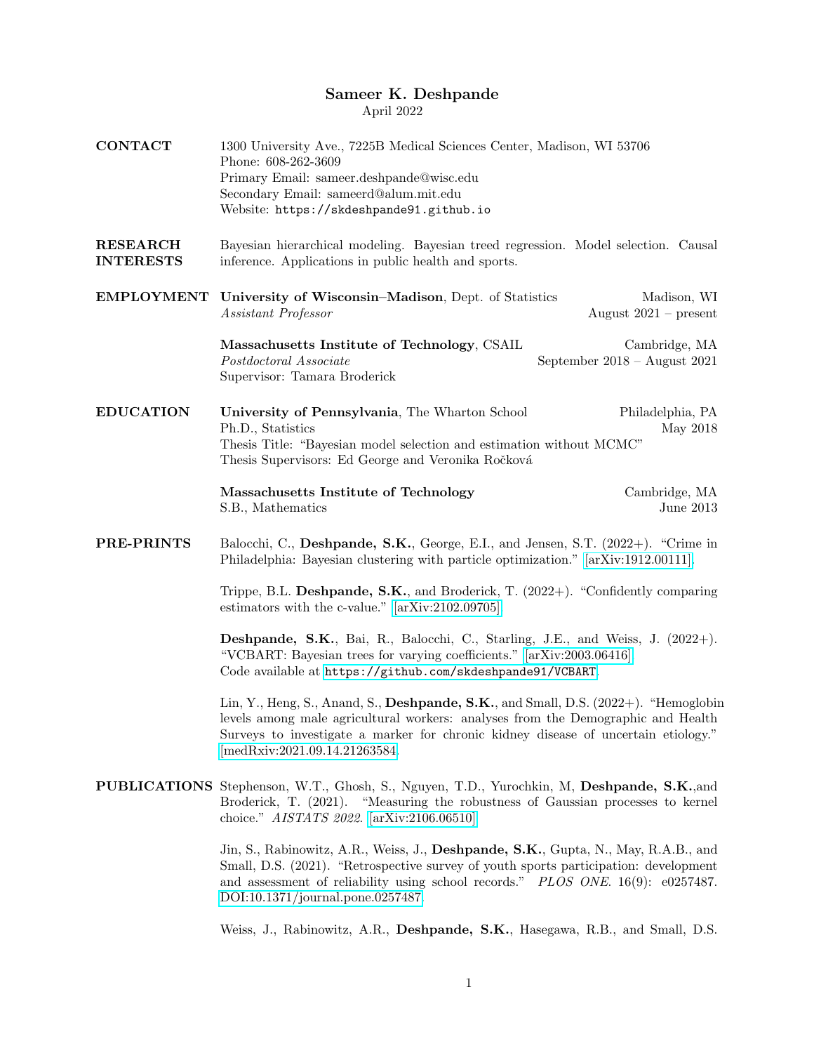# Sameer K. Deshpande

April 2022

## CONTACT

1300 University Ave., 7225B Medical Sciences Center, Madison, WI 53706
Phone: 608-262-3609
Primary Email: sameer.deshpande@wisc.edu
Secondary Email: sameerd@alum.mit.edu
Website: https://skdeshpande91.github.io

## RESEARCH INTERESTS

Bayesian hierarchical modeling. Bayesian treed regression. Model selection. Causal inference. Applications in public health and sports.

## EMPLOYMENT

**University of Wisconsin–Madison**, Dept. of Statistics — Madison, WI
*Assistant Professor* — August 2021 – present

**Massachusetts Institute of Technology**, CSAIL — Cambridge, MA
*Postdoctoral Associate* — September 2018 – August 2021
Supervisor: Tamara Broderick

## EDUCATION

**University of Pennsylvania**, The Wharton School — Philadelphia, PA
Ph.D., Statistics — May 2018
Thesis Title: "Bayesian model selection and estimation without MCMC"
Thesis Supervisors: Ed George and Veronika Ročková

**Massachusetts Institute of Technology** — Cambridge, MA
S.B., Mathematics — June 2013

## PRE-PRINTS

Balocchi, C., **Deshpande, S.K.**, George, E.I., and Jensen, S.T. (2022+). "Crime in Philadelphia: Bayesian clustering with particle optimization." [arXiv:1912.00111].

Trippe, B.L. **Deshpande, S.K.**, and Broderick, T. (2022+). "Confidently comparing estimators with the c-value." [arXiv:2102.09705]

**Deshpande, S.K.**, Bai, R., Balocchi, C., Starling, J.E., and Weiss, J. (2022+). "VCBART: Bayesian trees for varying coefficients." [arXiv:2003.06416]. Code available at https://github.com/skdeshpande91/VCBART.

Lin, Y., Heng, S., Anand, S., **Deshpande, S.K.**, and Small, D.S. (2022+). "Hemoglobin levels among male agricultural workers: analyses from the Demographic and Health Surveys to investigate a marker for chronic kidney disease of uncertain etiology." [medRxiv:2021.09.14.21263584].

## PUBLICATIONS

Stephenson, W.T., Ghosh, S., Nguyen, T.D., Yurochkin, M, **Deshpande, S.K.**,and Broderick, T. (2021). "Measuring the robustness of Gaussian processes to kernel choice." *AISTATS 2022*. [arXiv:2106.06510]

Jin, S., Rabinowitz, A.R., Weiss, J., **Deshpande, S.K.**, Gupta, N., May, R.A.B., and Small, D.S. (2021). "Retrospective survey of youth sports participation: development and assessment of reliability using school records." *PLOS ONE*. 16(9): e0257487. DOI:10.1371/journal.pone.0257487.

Weiss, J., Rabinowitz, A.R., **Deshpande, S.K.**, Hasegawa, R.B., and Small, D.S.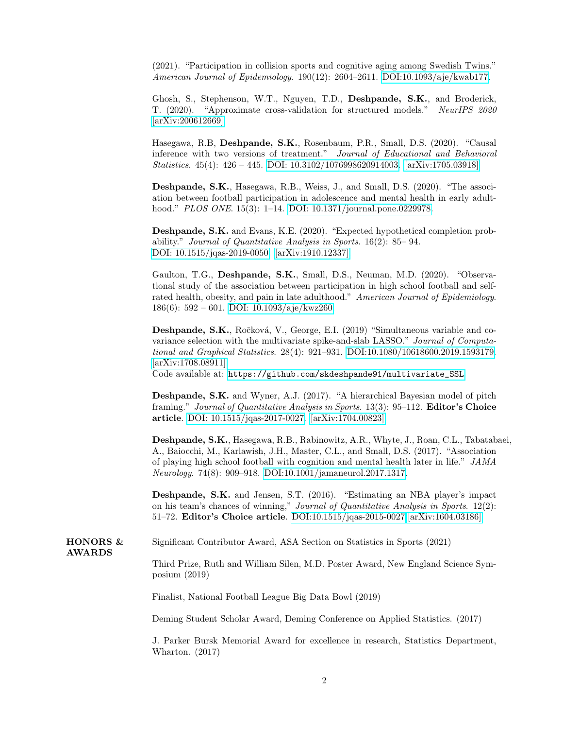(2021). "Participation in collision sports and cognitive aging among Swedish Twins." *American Journal of Epidemiology*. 190(12): 2604–2611. DOI:10.1093/aje/kwab177.

Ghosh, S., Stephenson, W.T., Nguyen, T.D., **Deshpande, S.K.**, and Broderick, T. (2020). "Approximate cross-validation for structured models." *NeurIPS 2020* [arXiv:200612669].

Hasegawa, R.B, **Deshpande, S.K.**, Rosenbaum, P.R., Small, D.S. (2020). "Causal inference with two versions of treatment." *Journal of Educational and Behavioral Statistics*. 45(4): 426 – 445. DOI: 10.3102/1076998620914003. [arXiv:1705.03918]

**Deshpande, S.K.**, Hasegawa, R.B., Weiss, J., and Small, D.S. (2020). "The association between football participation in adolescence and mental health in early adulthood." *PLOS ONE*. 15(3): 1–14. DOI: 10.1371/journal.pone.0229978.

**Deshpande, S.K.** and Evans, K.E. (2020). "Expected hypothetical completion probability." *Journal of Quantitative Analysis in Sports*. 16(2): 85– 94. DOI: 10.1515/jqas-2019-0050. [arXiv:1910.12337]

Gaulton, T.G., **Deshpande, S.K.**, Small, D.S., Neuman, M.D. (2020). "Observational study of the association between participation in high school football and self-rated health, obesity, and pain in late adulthood." *American Journal of Epidemiology*. 186(6): 592 – 601. DOI: 10.1093/aje/kwz260.

**Deshpande, S.K.**, Ročková, V., George, E.I. (2019) "Simultaneous variable and covariance selection with the multivariate spike-and-slab LASSO." *Journal of Computational and Graphical Statistics*. 28(4): 921–931. DOI:10.1080/10618600.2019.1593179. [arXiv:1708.08911]
Code available at: `https://github.com/skdeshpande91/multivariate_SSL`

**Deshpande, S.K.** and Wyner, A.J. (2017). "A hierarchical Bayesian model of pitch framing." *Journal of Quantitative Analysis in Sports*. 13(3): 95–112. **Editor's Choice article**. DOI: 10.1515/jqas-2017-0027. [arXiv:1704.00823]

**Deshpande, S.K.**, Hasegawa, R.B., Rabinowitz, A.R., Whyte, J., Roan, C.L., Tabatabaei, A., Baiocchi, M., Karlawish, J.H., Master, C.L., and Small, D.S. (2017). "Association of playing high school football with cognition and mental health later in life." *JAMA Neurology*. 74(8): 909–918. DOI:10.1001/jamaneurol.2017.1317.

**Deshpande, S.K.** and Jensen, S.T. (2016). "Estimating an NBA player's impact on his team's chances of winning," *Journal of Quantitative Analysis in Sports*. 12(2): 51–72. **Editor's Choice article**. DOI:10.1515/jqas-2015-0027 [arXiv:1604.03186]

## HONORS & AWARDS

Significant Contributor Award, ASA Section on Statistics in Sports (2021)

Third Prize, Ruth and William Silen, M.D. Poster Award, New England Science Symposium (2019)

Finalist, National Football League Big Data Bowl (2019)

Deming Student Scholar Award, Deming Conference on Applied Statistics. (2017)

J. Parker Bursk Memorial Award for excellence in research, Statistics Department, Wharton. (2017)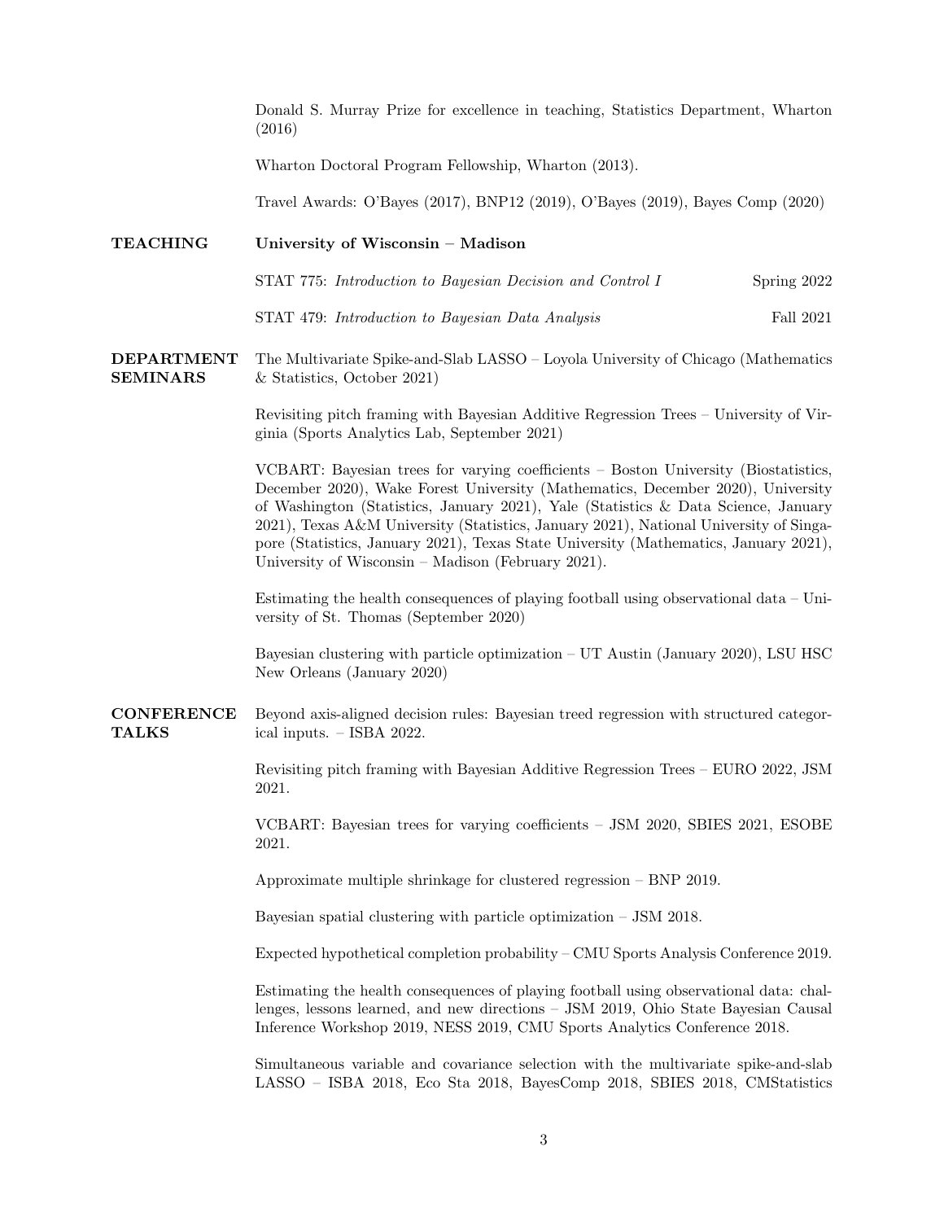Donald S. Murray Prize for excellence in teaching, Statistics Department, Wharton (2016)

Wharton Doctoral Program Fellowship, Wharton (2013).

Travel Awards: O'Bayes (2017), BNP12 (2019), O'Bayes (2019), Bayes Comp (2020)

## TEACHING

**University of Wisconsin – Madison**

STAT 775: *Introduction to Bayesian Decision and Control I* — Spring 2022

STAT 479: *Introduction to Bayesian Data Analysis* — Fall 2021

## DEPARTMENT SEMINARS

The Multivariate Spike-and-Slab LASSO – Loyola University of Chicago (Mathematics & Statistics, October 2021)

Revisiting pitch framing with Bayesian Additive Regression Trees – University of Virginia (Sports Analytics Lab, September 2021)

VCBART: Bayesian trees for varying coefficients – Boston University (Biostatistics, December 2020), Wake Forest University (Mathematics, December 2020), University of Washington (Statistics, January 2021), Yale (Statistics & Data Science, January 2021), Texas A&M University (Statistics, January 2021), National University of Singapore (Statistics, January 2021), Texas State University (Mathematics, January 2021), University of Wisconsin – Madison (February 2021).

Estimating the health consequences of playing football using observational data – University of St. Thomas (September 2020)

Bayesian clustering with particle optimization – UT Austin (January 2020), LSU HSC New Orleans (January 2020)

## CONFERENCE TALKS

Beyond axis-aligned decision rules: Bayesian treed regression with structured categorical inputs. – ISBA 2022.

Revisiting pitch framing with Bayesian Additive Regression Trees – EURO 2022, JSM 2021.

VCBART: Bayesian trees for varying coefficients – JSM 2020, SBIES 2021, ESOBE 2021.

Approximate multiple shrinkage for clustered regression – BNP 2019.

Bayesian spatial clustering with particle optimization – JSM 2018.

Expected hypothetical completion probability – CMU Sports Analysis Conference 2019.

Estimating the health consequences of playing football using observational data: challenges, lessons learned, and new directions – JSM 2019, Ohio State Bayesian Causal Inference Workshop 2019, NESS 2019, CMU Sports Analytics Conference 2018.

Simultaneous variable and covariance selection with the multivariate spike-and-slab LASSO – ISBA 2018, Eco Sta 2018, BayesComp 2018, SBIES 2018, CMStatistics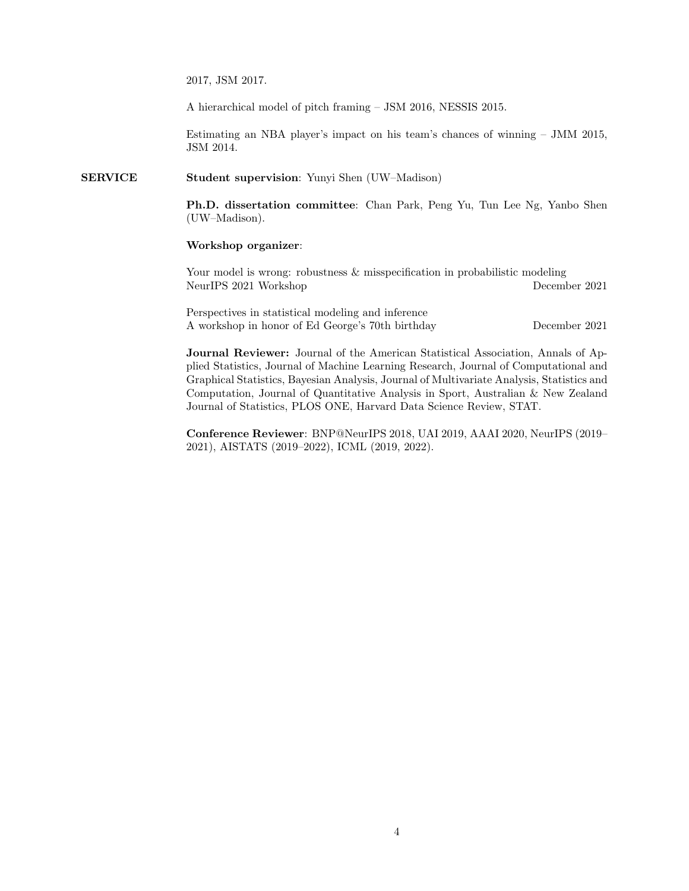2017, JSM 2017.

A hierarchical model of pitch framing – JSM 2016, NESSIS 2015.

Estimating an NBA player's impact on his team's chances of winning – JMM 2015, JSM 2014.

## SERVICE

**Student supervision**: Yunyi Shen (UW–Madison)

**Ph.D. dissertation committee**: Chan Park, Peng Yu, Tun Lee Ng, Yanbo Shen (UW–Madison).

**Workshop organizer**:

Your model is wrong: robustness & misspecification in probabilistic modeling
NeurIPS 2021 Workshop — December 2021

Perspectives in statistical modeling and inference
A workshop in honor of Ed George's 70th birthday — December 2021

**Journal Reviewer:** Journal of the American Statistical Association, Annals of Applied Statistics, Journal of Machine Learning Research, Journal of Computational and Graphical Statistics, Bayesian Analysis, Journal of Multivariate Analysis, Statistics and Computation, Journal of Quantitative Analysis in Sport, Australian & New Zealand Journal of Statistics, PLOS ONE, Harvard Data Science Review, STAT.

**Conference Reviewer**: BNP@NeurIPS 2018, UAI 2019, AAAI 2020, NeurIPS (2019–2021), AISTATS (2019–2022), ICML (2019, 2022).